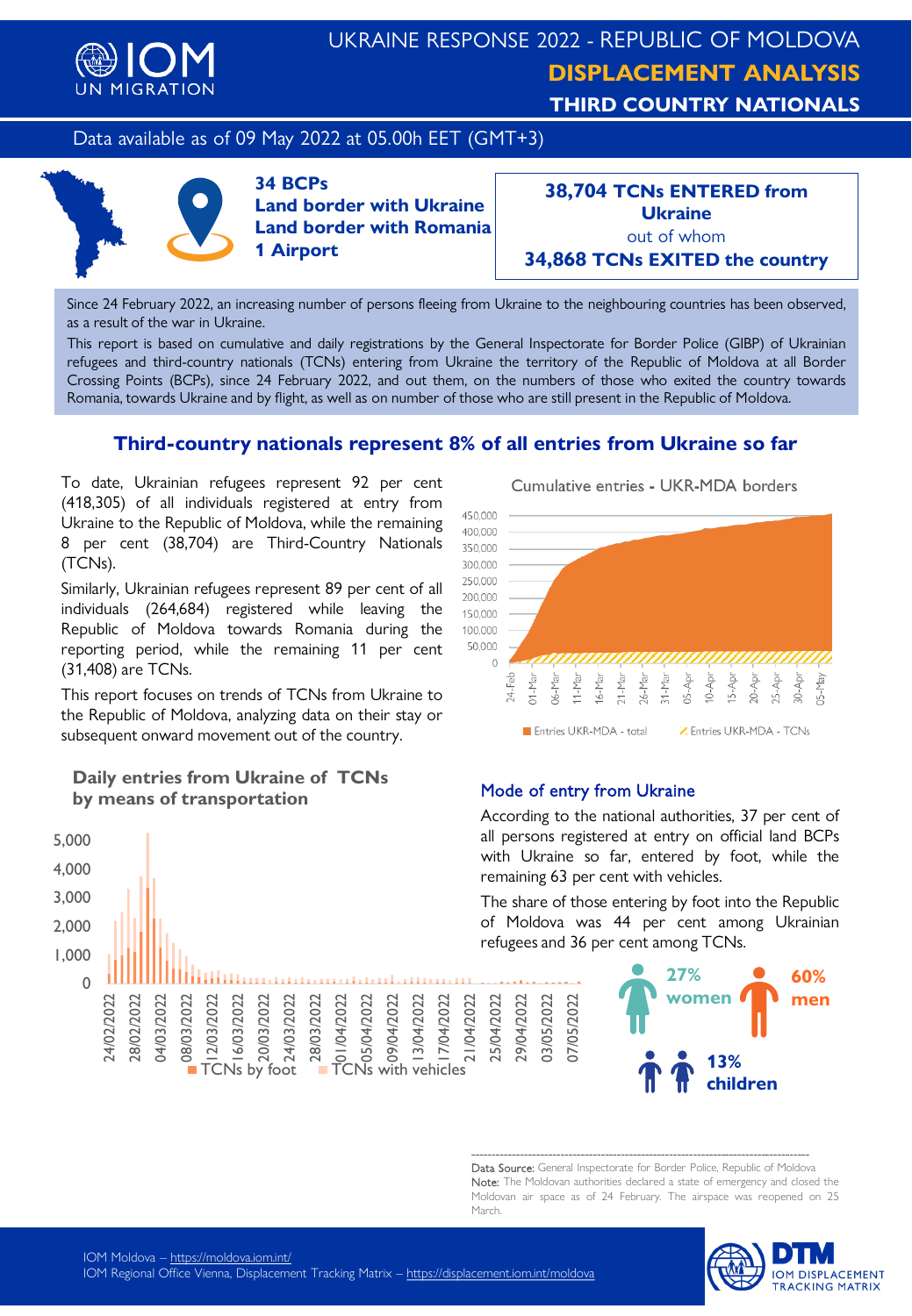# UKRAINE RESPONSE 2022 - REPUBLIC OF MOLDOVA

## DISPLACEMENT ANALYSIS

## THIRD COUNTRY NATIONALS

Data available as of 09 May 2022 at 05.00h EET (GMT+3)

**34 BCPs**
**Land border with Ukraine**
**Land border with Romania**
**1 Airport**

**38,704 TCNs ENTERED from Ukraine**
out of whom
**34,868 TCNs EXITED the country**

Since 24 February 2022, an increasing number of persons fleeing from Ukraine to the neighbouring countries has been observed, as a result of the war in Ukraine.

This report is based on cumulative and daily registrations by the General Inspectorate for Border Police (GIBP) of Ukrainian refugees and third-country nationals (TCNs) entering from Ukraine the territory of the Republic of Moldova at all Border Crossing Points (BCPs), since 24 February 2022, and out them, on the numbers of those who exited the country towards Romania, towards Ukraine and by flight, as well as on number of those who are still present in the Republic of Moldova.

## Third-country nationals represent 8% of all entries from Ukraine so far

To date, Ukrainian refugees represent 92 per cent (418,305) of all individuals registered at entry from Ukraine to the Republic of Moldova, while the remaining 8 per cent (38,704) are Third-Country Nationals (TCNs).

Similarly, Ukrainian refugees represent 89 per cent of all individuals (264,684) registered while leaving the Republic of Moldova towards Romania during the reporting period, while the remaining 11 per cent (31,408) are TCNs.

This report focuses on trends of TCNs from Ukraine to the Republic of Moldova, analyzing data on their stay or subsequent onward movement out of the country.

Cumulative entries - UKR-MDA borders

Entries UKR-MDA - total | Entries UKR-MDA - TCNs

### Daily entries from Ukraine of TCNs by means of transportation

TCNs by foot | TCNs with vehicles

### Mode of entry from Ukraine

According to the national authorities, 37 per cent of all persons registered at entry on official land BCPs with Ukraine so far, entered by foot, while the remaining 63 per cent with vehicles.

The share of those entering by foot into the Republic of Moldova was 44 per cent among Ukrainian refugees and 36 per cent among TCNs.

**27% women** | **60% men** | **13% children**

---

Data Source: General Inspectorate for Border Police, Republic of Moldova
Note: The Moldovan authorities declared a state of emergency and closed the Moldovan air space as of 24 February. The airspace was reopened on 25 March.

IOM Moldova – https://moldova.iom.int/
IOM Regional Office Vienna, Displacement Tracking Matrix – https://displacement.iom.int/moldova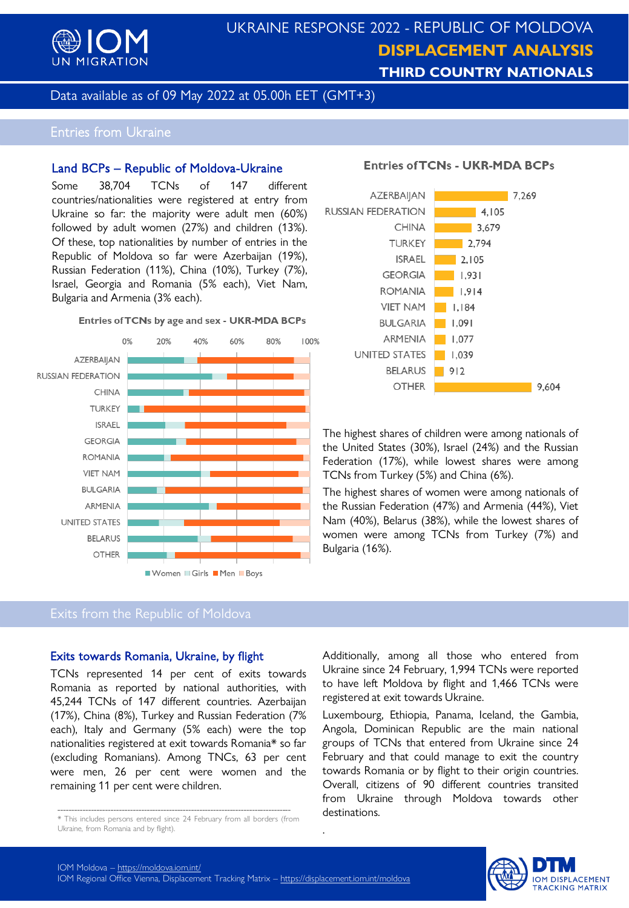# UKRAINE RESPONSE 2022 - REPUBLIC OF MOLDOVA

## DISPLACEMENT ANALYSIS

## THIRD COUNTRY NATIONALS

Data available as of 09 May 2022 at 05.00h EET (GMT+3)

## Entries from Ukraine

### Land BCPs – Republic of Moldova-Ukraine

Some 38,704 TCNs of 147 different countries/nationalities were registered at entry from Ukraine so far: the majority were adult men (60%) followed by adult women (27%) and children (13%). Of these, top nationalities by number of entries in the Republic of Moldova so far were Azerbaijan (19%), Russian Federation (11%), China (10%), Turkey (7%), Israel, Georgia and Romania (5% each), Viet Nam, Bulgaria and Armenia (3% each).

**Entries of TCNs by age and sex - UKR-MDA BCPs**

Chart categories: AZERBAIJAN, RUSSIAN FEDERATION, CHINA, TURKEY, ISRAEL, GEORGIA, ROMANIA, VIET NAM, BULGARIA, ARMENIA, UNITED STATES, BELARUS, OTHER (Women, Girls, Men, Boys; 0%–100%)

**Entries of TCNs - UKR-MDA BCPs**

| Country | Entries |
|---|---|
| AZERBAIJAN | 7,269 |
| RUSSIAN FEDERATION | 4,105 |
| CHINA | 3,679 |
| TURKEY | 2,794 |
| ISRAEL | 2,105 |
| GEORGIA | 1,931 |
| ROMANIA | 1,914 |
| VIET NAM | 1,184 |
| BULGARIA | 1,091 |
| ARMENIA | 1,077 |
| UNITED STATES | 1,039 |
| BELARUS | 912 |
| OTHER | 9,604 |

The highest shares of children were among nationals of the United States (30%), Israel (24%) and the Russian Federation (17%), while lowest shares were among TCNs from Turkey (5%) and China (6%).

The highest shares of women were among nationals of the Russian Federation (47%) and Armenia (44%), Viet Nam (40%), Belarus (38%), while the lowest shares of women were among TCNs from Turkey (7%) and Bulgaria (16%).

## Exits from the Republic of Moldova

### Exits towards Romania, Ukraine, by flight

TCNs represented 14 per cent of exits towards Romania as reported by national authorities, with 45,244 TCNs of 147 different countries. Azerbaijan (17%), China (8%), Turkey and Russian Federation (7% each), Italy and Germany (5% each) were the top nationalities registered at exit towards Romania* so far (excluding Romanians). Among TNCs, 63 per cent were men, 26 per cent were women and the remaining 11 per cent were children.

Additionally, among all those who entered from Ukraine since 24 February, 1,994 TCNs were reported to have left Moldova by flight and 1,466 TCNs were registered at exit towards Ukraine.

Luxembourg, Ethiopia, Panama, Iceland, the Gambia, Angola, Dominican Republic are the main national groups of TCNs that entered from Ukraine since 24 February and that could manage to exit the country towards Romania or by flight to their origin countries. Overall, citizens of 90 different countries transited from Ukraine through Moldova towards other destinations.

\* This includes persons entered since 24 February from all borders (from Ukraine, from Romania and by flight).

IOM Moldova – https://moldova.iom.int/
IOM Regional Office Vienna, Displacement Tracking Matrix – https://displacement.iom.int/moldova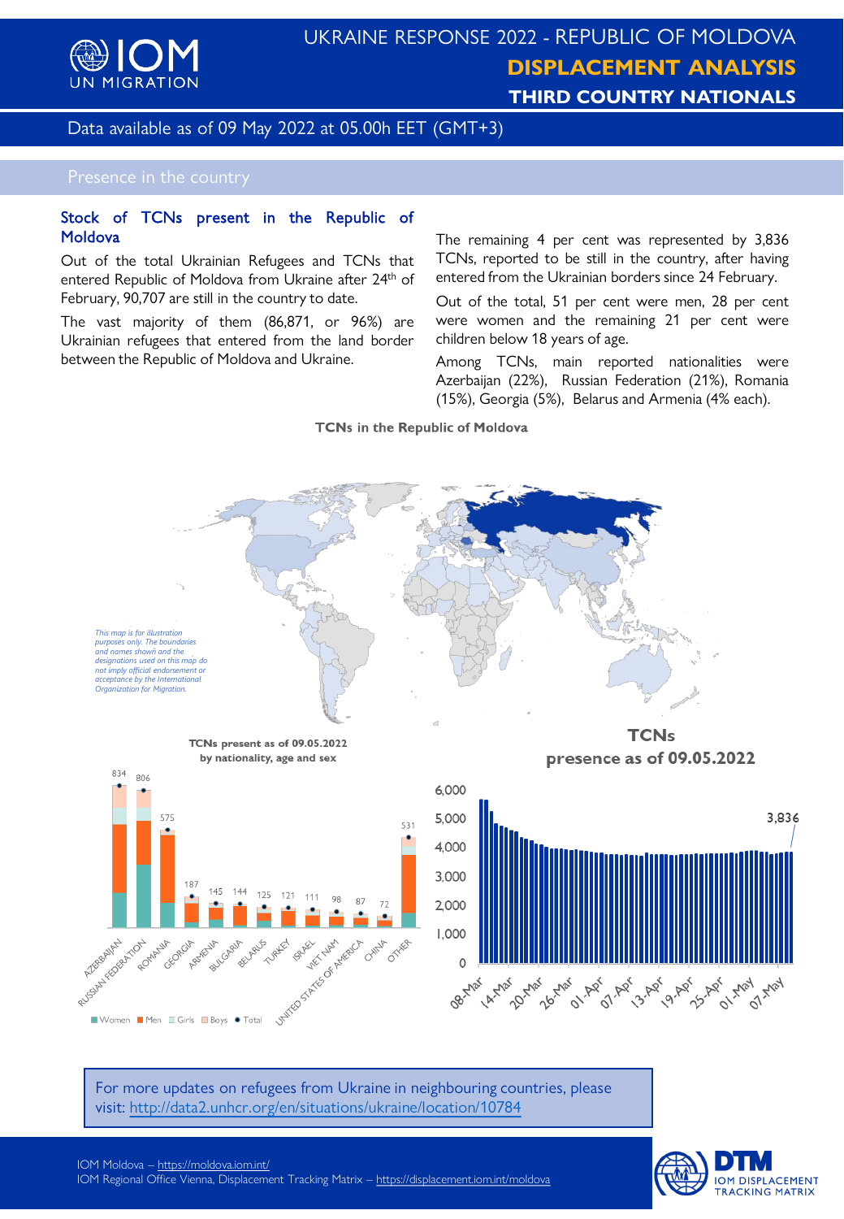# UKRAINE RESPONSE 2022 - REPUBLIC OF MOLDOVA

## DISPLACEMENT ANALYSIS

### THIRD COUNTRY NATIONALS

Data available as of 09 May 2022 at 05.00h EET (GMT+3)

## Presence in the country

### Stock of TCNs present in the Republic of Moldova

Out of the total Ukrainian Refugees and TCNs that entered Republic of Moldova from Ukraine after 24th of February, 90,707 are still in the country to date.

The vast majority of them (86,871, or 96%) are Ukrainian refugees that entered from the land border between the Republic of Moldova and Ukraine.

The remaining 4 per cent was represented by 3,836 TCNs, reported to be still in the country, after having entered from the Ukrainian borders since 24 February.

Out of the total, 51 per cent were men, 28 per cent were women and the remaining 21 per cent were children below 18 years of age.

Among TCNs, main reported nationalities were Azerbaijan (22%), Russian Federation (21%), Romania (15%), Georgia (5%), Belarus and Armenia (4% each).

**TCNs in the Republic of Moldova**

*This map is for illustration purposes only. The boundaries and names shown and the designations used on this map do not imply official endorsement or acceptance by the International Organization for Migration.*

**TCNs present as of 09.05.2022 by nationality, age and sex**

834
806
575
187
145
144
125
121
111
98
87
72
531

AZERBAIJAN
RUSSIAN FEDERATION
ROMANIA
GEORGIA
ARMENIA
BULGARIA
BELARUS
TURKEY
ISRAEL
VIET NAM
UNITED STATES OF AMERICA
CHINA
OTHER

Women
Men
Girls
Boys
Total

**TCNs presence as of 09.05.2022**

6,000
5,000
4,000
3,000
2,000
1,000
0

3,836

08-Mar
14-Mar
20-Mar
26-Mar
01-Apr
07-Apr
13-Apr
19-Apr
25-Apr
01-May
07-May

For more updates on refugees from Ukraine in neighbouring countries, please visit: http://data2.unhcr.org/en/situations/ukraine/location/10784

IOM Moldova – https://moldova.iom.int/
IOM Regional Office Vienna, Displacement Tracking Matrix – https://displacement.iom.int/moldova